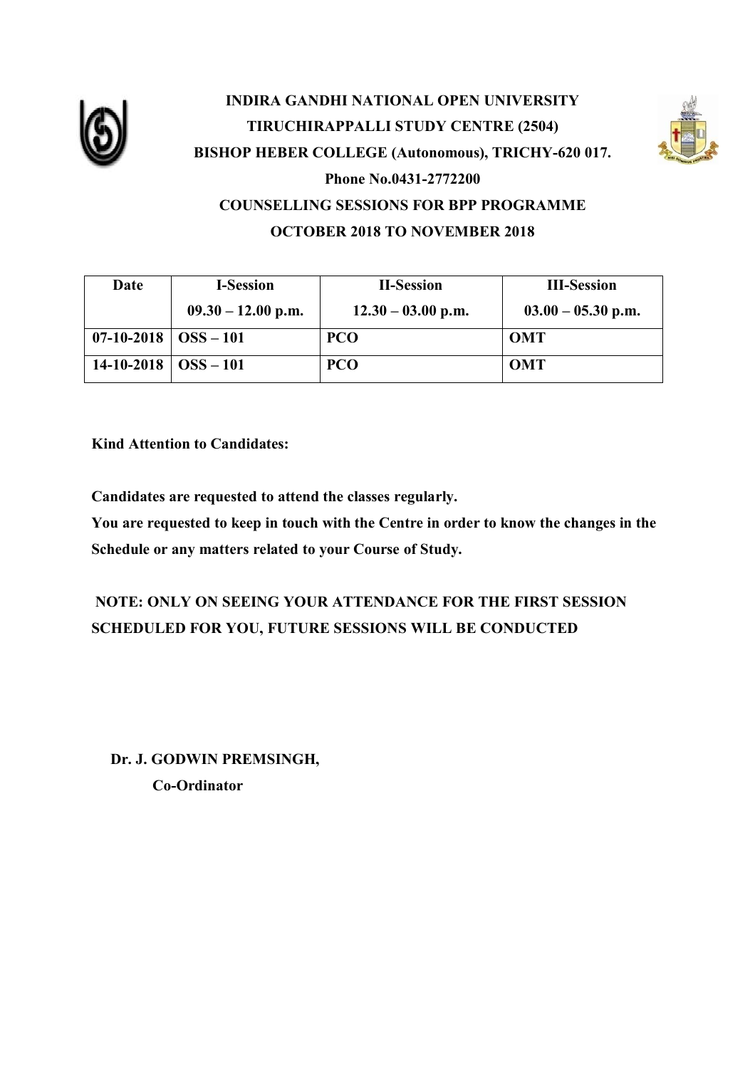# INDIRA GANDHI NATIONAL OPEN UNIVERSITY

## TIRUCHIRAPPALLI STUDY CENTRE (2504)

## BISHOP HEBER COLLEGE (Autonomous), TRICHY-620 017.

**Phone No.0431-2772200**

## COUNSELLING SESSIONS FOR BPP PROGRAMME

## OCTOBER 2018 TO NOVEMBER 2018

| Date | I-Session 09.30 – 12.00 p.m. | II-Session 12.30 – 03.00 p.m. | III-Session 03.00 – 05.30 p.m. |
|---|---|---|---|
| 07-10-2018 | OSS – 101 | PCO | OMT |
| 14-10-2018 | OSS – 101 | PCO | OMT |

**Kind Attention to Candidates:**

**Candidates are requested to attend the classes regularly.**
**You are requested to keep in touch with the Centre in order to know the changes in the Schedule or any matters related to your Course of Study.**

**NOTE: ONLY ON SEEING YOUR ATTENDANCE FOR THE FIRST SESSION SCHEDULED FOR YOU, FUTURE SESSIONS WILL BE CONDUCTED**

**Dr. J. GODWIN PREMSINGH,**
**Co-Ordinator**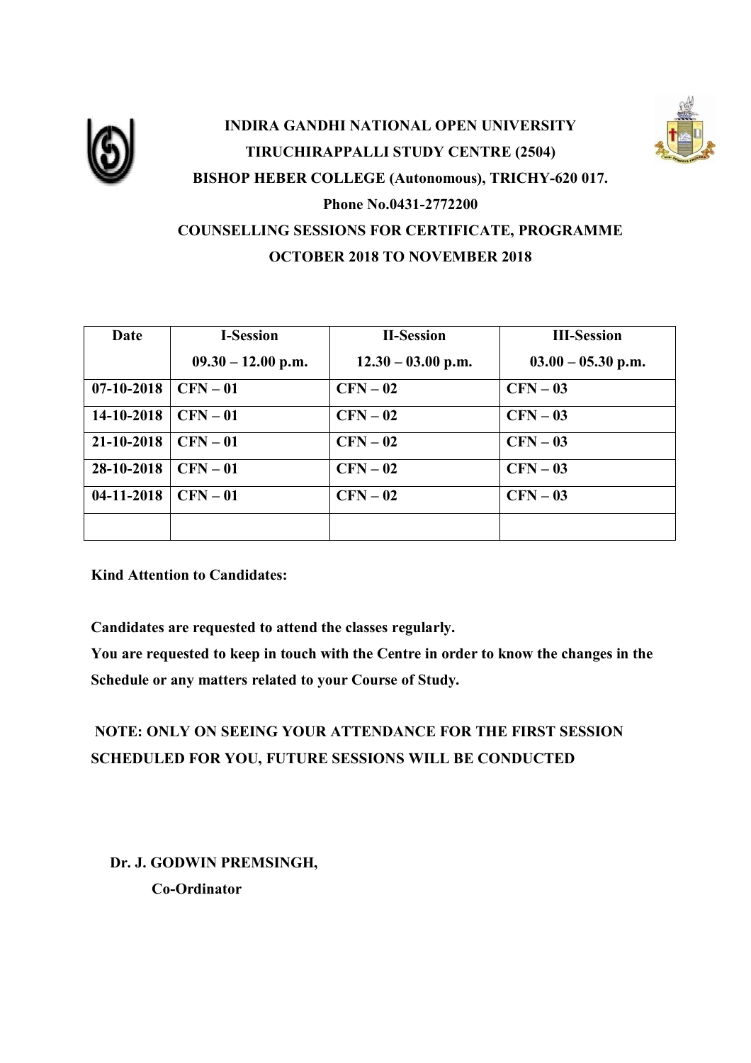# INDIRA GANDHI NATIONAL OPEN UNIVERSITY

## TIRUCHIRAPPALLI STUDY CENTRE (2504)

## BISHOP HEBER COLLEGE (Autonomous), TRICHY-620 017.

**Phone No.0431-2772200**

## COUNSELLING SESSIONS FOR CERTIFICATE, PROGRAMME

## OCTOBER 2018 TO NOVEMBER 2018

| Date | I-Session 09.30 – 12.00 p.m. | II-Session 12.30 – 03.00 p.m. | III-Session 03.00 – 05.30 p.m. |
|---|---|---|---|
| 07-10-2018 | CFN – 01 | CFN – 02 | CFN – 03 |
| 14-10-2018 | CFN – 01 | CFN – 02 | CFN – 03 |
| 21-10-2018 | CFN – 01 | CFN – 02 | CFN – 03 |
| 28-10-2018 | CFN – 01 | CFN – 02 | CFN – 03 |
| 04-11-2018 | CFN – 01 | CFN – 02 | CFN – 03 |
| | | | |

**Kind Attention to Candidates:**

**Candidates are requested to attend the classes regularly.**
**You are requested to keep in touch with the Centre in order to know the changes in the Schedule or any matters related to your Course of Study.**

**NOTE: ONLY ON SEEING YOUR ATTENDANCE FOR THE FIRST SESSION SCHEDULED FOR YOU, FUTURE SESSIONS WILL BE CONDUCTED**

**Dr. J. GODWIN PREMSINGH,**
**Co-Ordinator**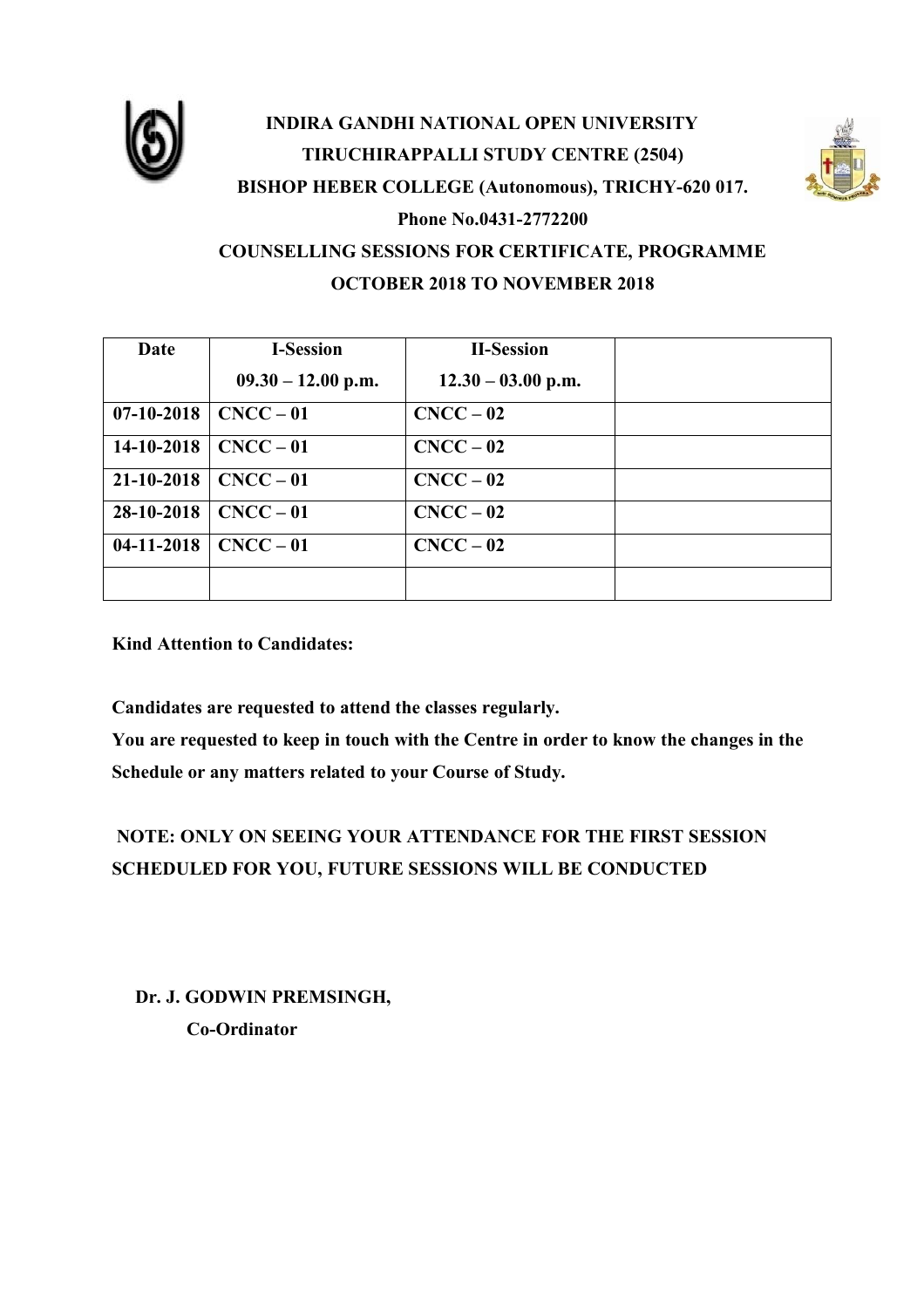# INDIRA GANDHI NATIONAL OPEN UNIVERSITY

## TIRUCHIRAPPALLI STUDY CENTRE (2504)

## BISHOP HEBER COLLEGE (Autonomous), TRICHY-620 017.

**Phone No.0431-2772200**

## COUNSELLING SESSIONS FOR CERTIFICATE, PROGRAMME

## OCTOBER 2018 TO NOVEMBER 2018

| Date | I-Session<br>09.30 – 12.00 p.m. | II-Session<br>12.30 – 03.00 p.m. | |
|---|---|---|---|
| 07-10-2018 | CNCC – 01 | CNCC – 02 | |
| 14-10-2018 | CNCC – 01 | CNCC – 02 | |
| 21-10-2018 | CNCC – 01 | CNCC – 02 | |
| 28-10-2018 | CNCC – 01 | CNCC – 02 | |
| 04-11-2018 | CNCC – 01 | CNCC – 02 | |
| | | | |

**Kind Attention to Candidates:**

**Candidates are requested to attend the classes regularly.**
**You are requested to keep in touch with the Centre in order to know the changes in the Schedule or any matters related to your Course of Study.**

**NOTE: ONLY ON SEEING YOUR ATTENDANCE FOR THE FIRST SESSION SCHEDULED FOR YOU, FUTURE SESSIONS WILL BE CONDUCTED**

**Dr. J. GODWIN PREMSINGH,**
**Co-Ordinator**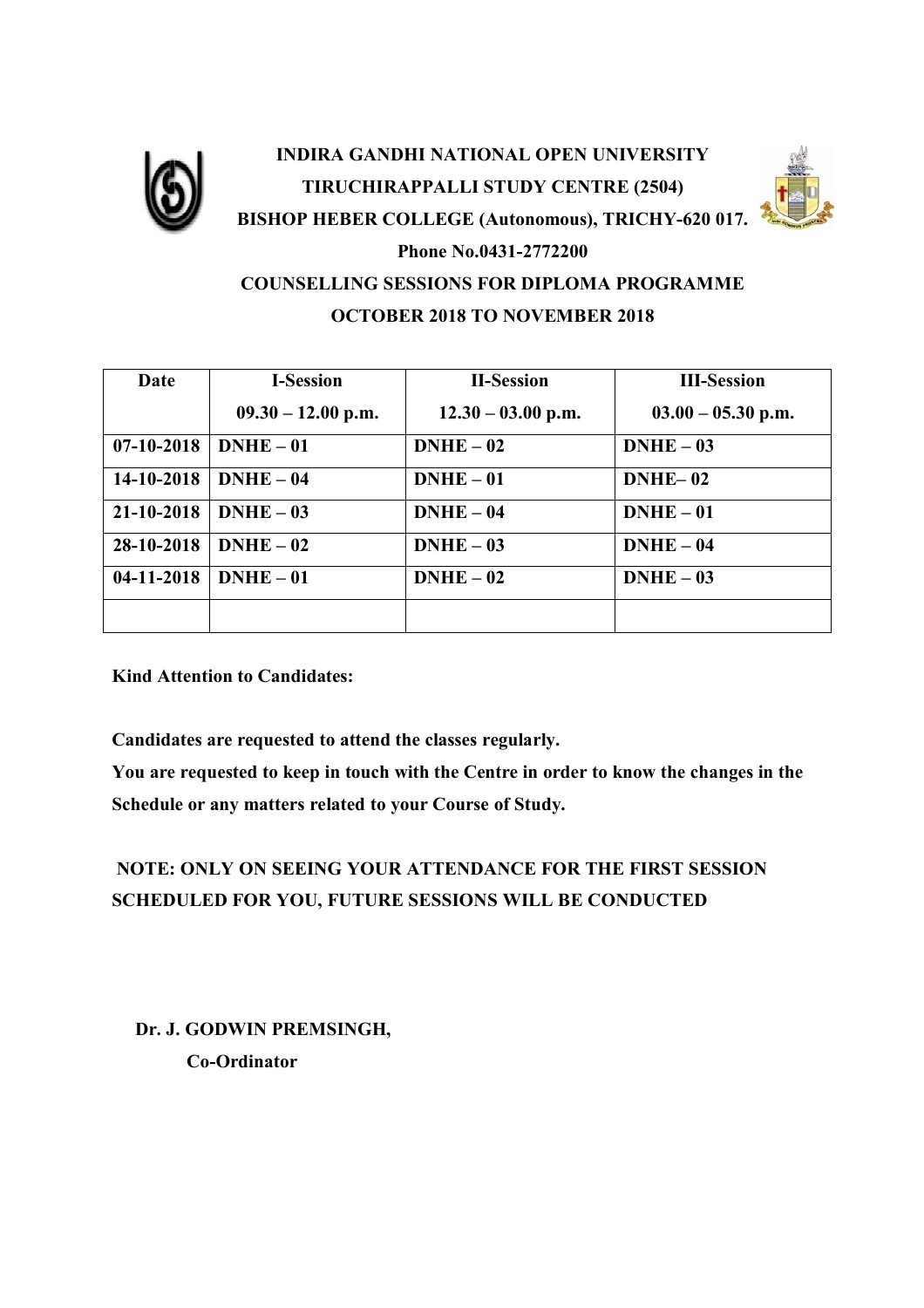**INDIRA GANDHI NATIONAL OPEN UNIVERSITY**

**TIRUCHIRAPPALLI STUDY CENTRE (2504)**

**BISHOP HEBER COLLEGE (Autonomous), TRICHY-620 017.**

**Phone No.0431-2772200**

**COUNSELLING SESSIONS FOR DIPLOMA PROGRAMME**

**OCTOBER 2018 TO NOVEMBER 2018**

| Date | I-Session 09.30 – 12.00 p.m. | II-Session 12.30 – 03.00 p.m. | III-Session 03.00 – 05.30 p.m. |
|---|---|---|---|
| 07-10-2018 | DNHE – 01 | DNHE – 02 | DNHE – 03 |
| 14-10-2018 | DNHE – 04 | DNHE – 01 | DNHE– 02 |
| 21-10-2018 | DNHE – 03 | DNHE – 04 | DNHE – 01 |
| 28-10-2018 | DNHE – 02 | DNHE – 03 | DNHE – 04 |
| 04-11-2018 | DNHE – 01 | DNHE – 02 | DNHE – 03 |
| | | | |

**Kind Attention to Candidates:**

**Candidates are requested to attend the classes regularly.**

**You are requested to keep in touch with the Centre in order to know the changes in the Schedule or any matters related to your Course of Study.**

**NOTE: ONLY ON SEEING YOUR ATTENDANCE FOR THE FIRST SESSION SCHEDULED FOR YOU, FUTURE SESSIONS WILL BE CONDUCTED**

**Dr. J. GODWIN PREMSINGH,**

**Co-Ordinator**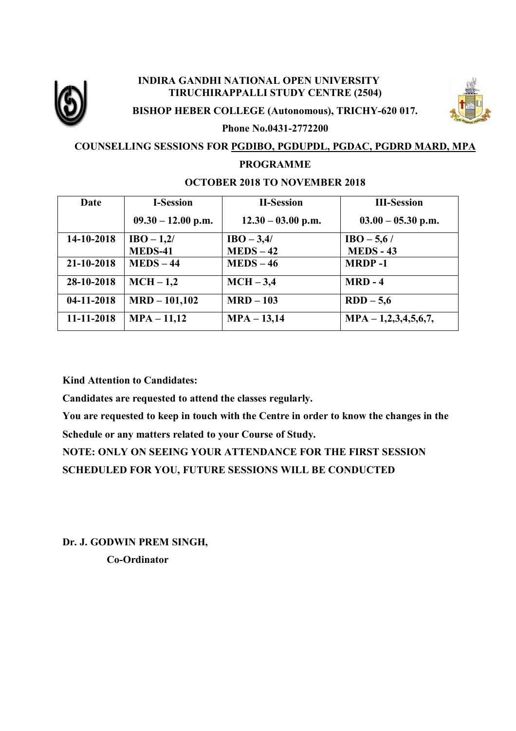**INDIRA GANDHI NATIONAL OPEN UNIVERSITY**
**TIRUCHIRAPPALLI STUDY CENTRE (2504)**
**BISHOP HEBER COLLEGE (Autonomous), TRICHY-620 017.**
**Phone No.0431-2772200**

**COUNSELLING SESSIONS FOR PGDIBO, PGDUPDL, PGDAC, PGDRD MARD, MPA PROGRAMME**

**OCTOBER 2018 TO NOVEMBER 2018**

| Date | I-Session 09.30 – 12.00 p.m. | II-Session 12.30 – 03.00 p.m. | III-Session 03.00 – 05.30 p.m. |
|---|---|---|---|
| 14-10-2018 | IBO – 1,2/ MEDS-41 | IBO – 3,4/ MEDS – 42 | IBO – 5,6 / MEDS - 43 |
| 21-10-2018 | MEDS – 44 | MEDS – 46 | MRDP -1 |
| 28-10-2018 | MCH – 1,2 | MCH – 3,4 | MRD - 4 |
| 04-11-2018 | MRD – 101,102 | MRD – 103 | RDD – 5,6 |
| 11-11-2018 | MPA – 11,12 | MPA – 13,14 | MPA – 1,2,3,4,5,6,7, |

**Kind Attention to Candidates:**

**Candidates are requested to attend the classes regularly.**

**You are requested to keep in touch with the Centre in order to know the changes in the Schedule or any matters related to your Course of Study.**

**NOTE: ONLY ON SEEING YOUR ATTENDANCE FOR THE FIRST SESSION SCHEDULED FOR YOU, FUTURE SESSIONS WILL BE CONDUCTED**

**Dr. J. GODWIN PREM SINGH,**
**Co-Ordinator**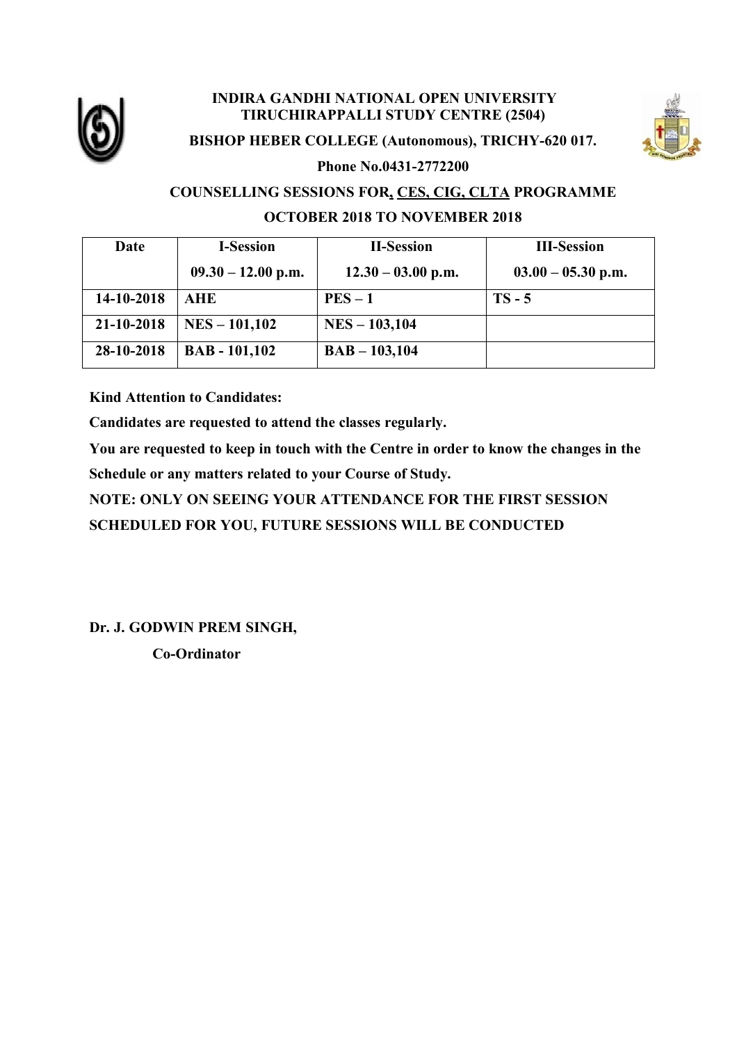**INDIRA GANDHI NATIONAL OPEN UNIVERSITY**
**TIRUCHIRAPPALLI STUDY CENTRE (2504)**

**BISHOP HEBER COLLEGE (Autonomous), TRICHY-620 017.**

**Phone No.0431-2772200**

**COUNSELLING SESSIONS FOR, CES, CIG, CLTA PROGRAMME**

**OCTOBER 2018 TO NOVEMBER 2018**

| Date | I-Session 09.30 – 12.00 p.m. | II-Session 12.30 – 03.00 p.m. | III-Session 03.00 – 05.30 p.m. |
|---|---|---|---|
| 14-10-2018 | AHE | PES – 1 | TS - 5 |
| 21-10-2018 | NES – 101,102 | NES – 103,104 | |
| 28-10-2018 | BAB - 101,102 | BAB – 103,104 | |

**Kind Attention to Candidates:**

**Candidates are requested to attend the classes regularly.**

**You are requested to keep in touch with the Centre in order to know the changes in the Schedule or any matters related to your Course of Study.**

**NOTE: ONLY ON SEEING YOUR ATTENDANCE FOR THE FIRST SESSION SCHEDULED FOR YOU, FUTURE SESSIONS WILL BE CONDUCTED**

**Dr. J. GODWIN PREM SINGH,**

**Co-Ordinator**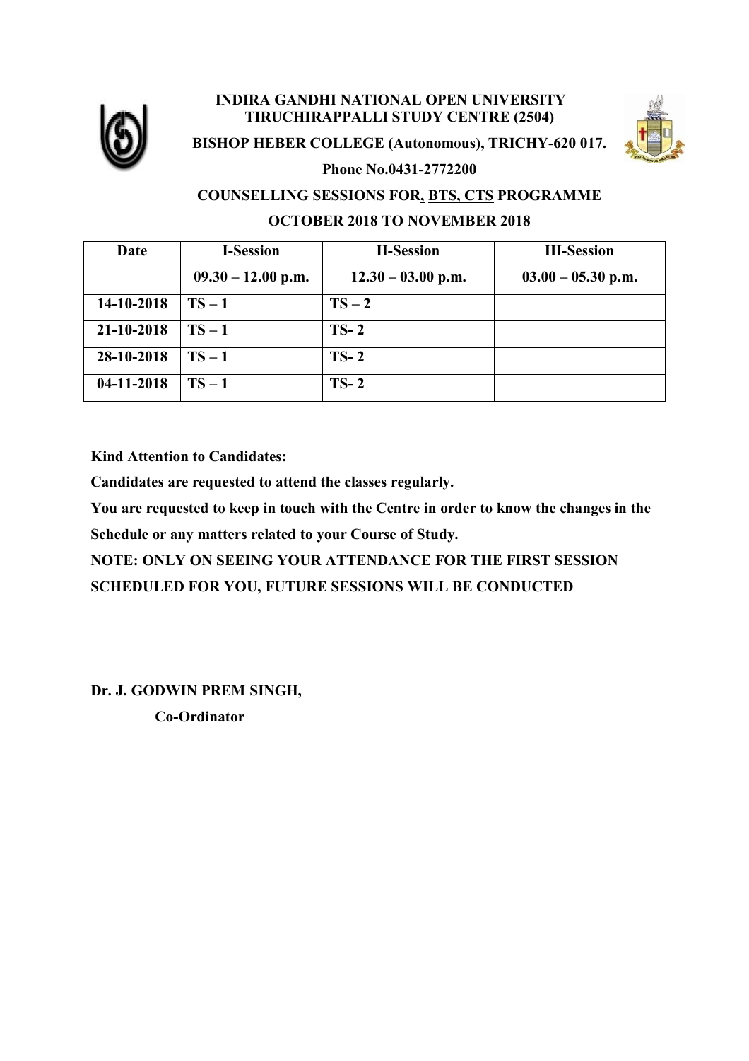**INDIRA GANDHI NATIONAL OPEN UNIVERSITY**
**TIRUCHIRAPPALLI STUDY CENTRE (2504)**

**BISHOP HEBER COLLEGE (Autonomous), TRICHY-620 017.**

**Phone No.0431-2772200**

**COUNSELLING SESSIONS FOR, BTS, CTS PROGRAMME**

**OCTOBER 2018 TO NOVEMBER 2018**

| Date | I-Session<br>09.30 – 12.00 p.m. | II-Session<br>12.30 – 03.00 p.m. | III-Session<br>03.00 – 05.30 p.m. |
|---|---|---|---|
| 14-10-2018 | TS – 1 | TS – 2 | |
| 21-10-2018 | TS – 1 | TS- 2 | |
| 28-10-2018 | TS – 1 | TS- 2 | |
| 04-11-2018 | TS – 1 | TS- 2 | |

**Kind Attention to Candidates:**

**Candidates are requested to attend the classes regularly.**

**You are requested to keep in touch with the Centre in order to know the changes in the Schedule or any matters related to your Course of Study.**

**NOTE: ONLY ON SEEING YOUR ATTENDANCE FOR THE FIRST SESSION SCHEDULED FOR YOU, FUTURE SESSIONS WILL BE CONDUCTED**

**Dr. J. GODWIN PREM SINGH,**

**Co-Ordinator**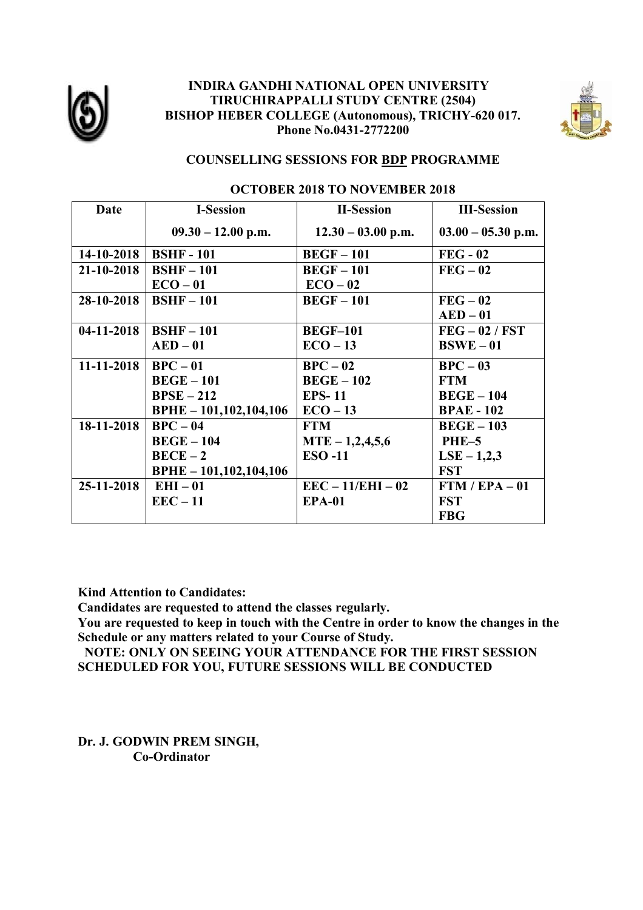**INDIRA GANDHI NATIONAL OPEN UNIVERSITY**
**TIRUCHIRAPPALLI STUDY CENTRE (2504)**
**BISHOP HEBER COLLEGE (Autonomous), TRICHY-620 017.**
**Phone No.0431-2772200**

**COUNSELLING SESSIONS FOR BDP PROGRAMME**

**OCTOBER 2018 TO NOVEMBER 2018**

| Date | I-Session<br>09.30 – 12.00 p.m. | II-Session<br>12.30 – 03.00 p.m. | III-Session<br>03.00 – 05.30 p.m. |
|---|---|---|---|
| 14-10-2018 | BSHF - 101 | BEGF – 101 | FEG - 02 |
| 21-10-2018 | BSHF – 101<br>ECO – 01 | BEGF – 101<br>ECO – 02 | FEG – 02 |
| 28-10-2018 | BSHF – 101 | BEGF – 101 | FEG – 02<br>AED – 01 |
| 04-11-2018 | BSHF – 101<br>AED – 01 | BEGF–101<br>ECO – 13 | FEG – 02 / FST<br>BSWE – 01 |
| 11-11-2018 | BPC – 01<br>BEGE – 101<br>BPSE – 212<br>BPHE – 101,102,104,106 | BPC – 02<br>BEGE – 102<br>EPS- 11<br>ECO – 13 | BPC – 03<br>FTM<br>BEGE – 104<br>BPAE - 102 |
| 18-11-2018 | BPC – 04<br>BEGE – 104<br>BECE – 2<br>BPHE – 101,102,104,106 | FTM<br>MTE – 1,2,4,5,6<br>ESO -11 | BEGE – 103<br>PHE–5<br>LSE – 1,2,3<br>FST |
| 25-11-2018 | EHI – 01<br>EEC – 11 | EEC – 11/EHI – 02<br>EPA-01 | FTM / EPA – 01<br>FST<br>FBG |

**Kind Attention to Candidates:**
**Candidates are requested to attend the classes regularly.**
**You are requested to keep in touch with the Centre in order to know the changes in the Schedule or any matters related to your Course of Study.**
**NOTE: ONLY ON SEEING YOUR ATTENDANCE FOR THE FIRST SESSION SCHEDULED FOR YOU, FUTURE SESSIONS WILL BE CONDUCTED**

**Dr. J. GODWIN PREM SINGH,**
**Co-Ordinator**